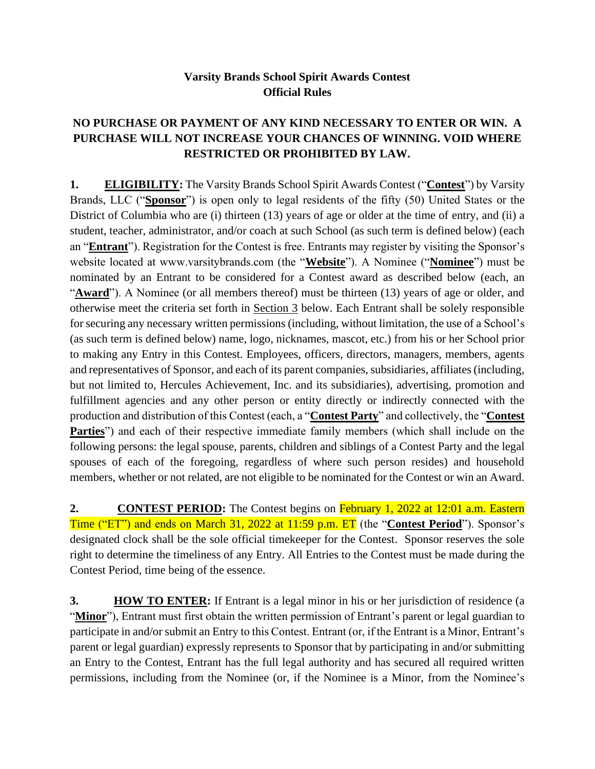# Varsity Brands School Spirit Awards Contest
# Official Rules

**NO PURCHASE OR PAYMENT OF ANY KIND NECESSARY TO ENTER OR WIN. A PURCHASE WILL NOT INCREASE YOUR CHANCES OF WINNING. VOID WHERE RESTRICTED OR PROHIBITED BY LAW.**

**1. ELIGIBILITY:** The Varsity Brands School Spirit Awards Contest ("**Contest**") by Varsity Brands, LLC ("**Sponsor**") is open only to legal residents of the fifty (50) United States or the District of Columbia who are (i) thirteen (13) years of age or older at the time of entry, and (ii) a student, teacher, administrator, and/or coach at such School (as such term is defined below) (each an "**Entrant**"). Registration for the Contest is free. Entrants may register by visiting the Sponsor's website located at www.varsitybrands.com (the "**Website**"). A Nominee ("**Nominee**") must be nominated by an Entrant to be considered for a Contest award as described below (each, an "**Award**"). A Nominee (or all members thereof) must be thirteen (13) years of age or older, and otherwise meet the criteria set forth in Section 3 below. Each Entrant shall be solely responsible for securing any necessary written permissions (including, without limitation, the use of a School's (as such term is defined below) name, logo, nicknames, mascot, etc.) from his or her School prior to making any Entry in this Contest. Employees, officers, directors, managers, members, agents and representatives of Sponsor, and each of its parent companies, subsidiaries, affiliates (including, but not limited to, Hercules Achievement, Inc. and its subsidiaries), advertising, promotion and fulfillment agencies and any other person or entity directly or indirectly connected with the production and distribution of this Contest (each, a "**Contest Party**" and collectively, the "**Contest Parties**") and each of their respective immediate family members (which shall include on the following persons: the legal spouse, parents, children and siblings of a Contest Party and the legal spouses of each of the foregoing, regardless of where such person resides) and household members, whether or not related, are not eligible to be nominated for the Contest or win an Award.

**2. CONTEST PERIOD:** The Contest begins on February 1, 2022 at 12:01 a.m. Eastern Time ("ET") and ends on March 31, 2022 at 11:59 p.m. ET (the "**Contest Period**"). Sponsor's designated clock shall be the sole official timekeeper for the Contest. Sponsor reserves the sole right to determine the timeliness of any Entry. All Entries to the Contest must be made during the Contest Period, time being of the essence.

**3. HOW TO ENTER:** If Entrant is a legal minor in his or her jurisdiction of residence (a "**Minor**"), Entrant must first obtain the written permission of Entrant's parent or legal guardian to participate in and/or submit an Entry to this Contest. Entrant (or, if the Entrant is a Minor, Entrant's parent or legal guardian) expressly represents to Sponsor that by participating in and/or submitting an Entry to the Contest, Entrant has the full legal authority and has secured all required written permissions, including from the Nominee (or, if the Nominee is a Minor, from the Nominee's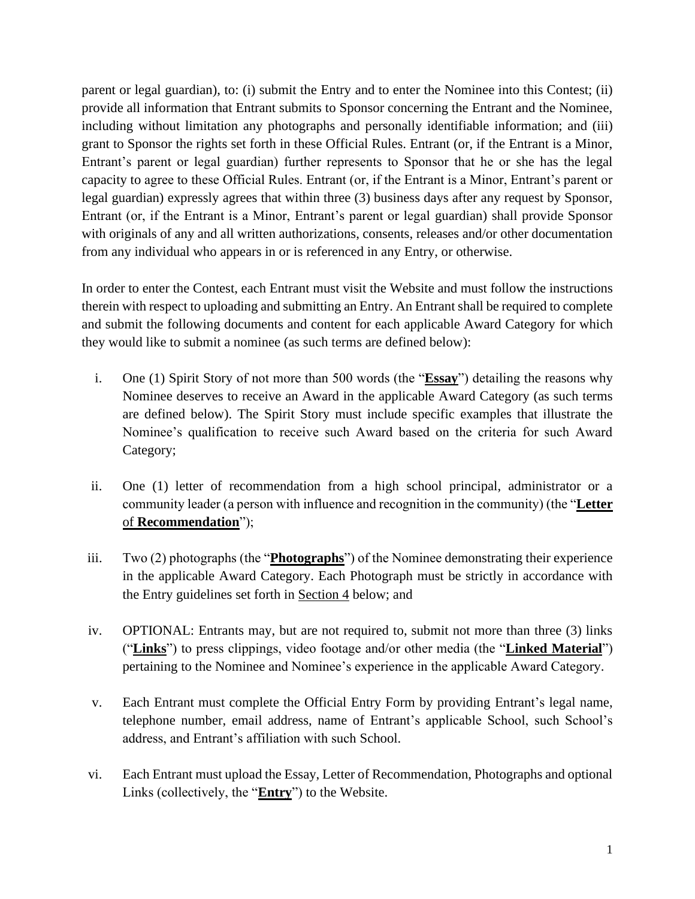parent or legal guardian), to: (i) submit the Entry and to enter the Nominee into this Contest; (ii) provide all information that Entrant submits to Sponsor concerning the Entrant and the Nominee, including without limitation any photographs and personally identifiable information; and (iii) grant to Sponsor the rights set forth in these Official Rules. Entrant (or, if the Entrant is a Minor, Entrant's parent or legal guardian) further represents to Sponsor that he or she has the legal capacity to agree to these Official Rules. Entrant (or, if the Entrant is a Minor, Entrant's parent or legal guardian) expressly agrees that within three (3) business days after any request by Sponsor, Entrant (or, if the Entrant is a Minor, Entrant's parent or legal guardian) shall provide Sponsor with originals of any and all written authorizations, consents, releases and/or other documentation from any individual who appears in or is referenced in any Entry, or otherwise.

In order to enter the Contest, each Entrant must visit the Website and must follow the instructions therein with respect to uploading and submitting an Entry. An Entrant shall be required to complete and submit the following documents and content for each applicable Award Category for which they would like to submit a nominee (as such terms are defined below):

i. One (1) Spirit Story of not more than 500 words (the "**Essay**") detailing the reasons why Nominee deserves to receive an Award in the applicable Award Category (as such terms are defined below). The Spirit Story must include specific examples that illustrate the Nominee's qualification to receive such Award based on the criteria for such Award Category;

ii. One (1) letter of recommendation from a high school principal, administrator or a community leader (a person with influence and recognition in the community) (the "**Letter** of **Recommendation**");

iii. Two (2) photographs (the "**Photographs**") of the Nominee demonstrating their experience in the applicable Award Category. Each Photograph must be strictly in accordance with the Entry guidelines set forth in Section 4 below; and

iv. OPTIONAL: Entrants may, but are not required to, submit not more than three (3) links ("**Links**") to press clippings, video footage and/or other media (the "**Linked Material**") pertaining to the Nominee and Nominee's experience in the applicable Award Category.

v. Each Entrant must complete the Official Entry Form by providing Entrant's legal name, telephone number, email address, name of Entrant's applicable School, such School's address, and Entrant's affiliation with such School.

vi. Each Entrant must upload the Essay, Letter of Recommendation, Photographs and optional Links (collectively, the "**Entry**") to the Website.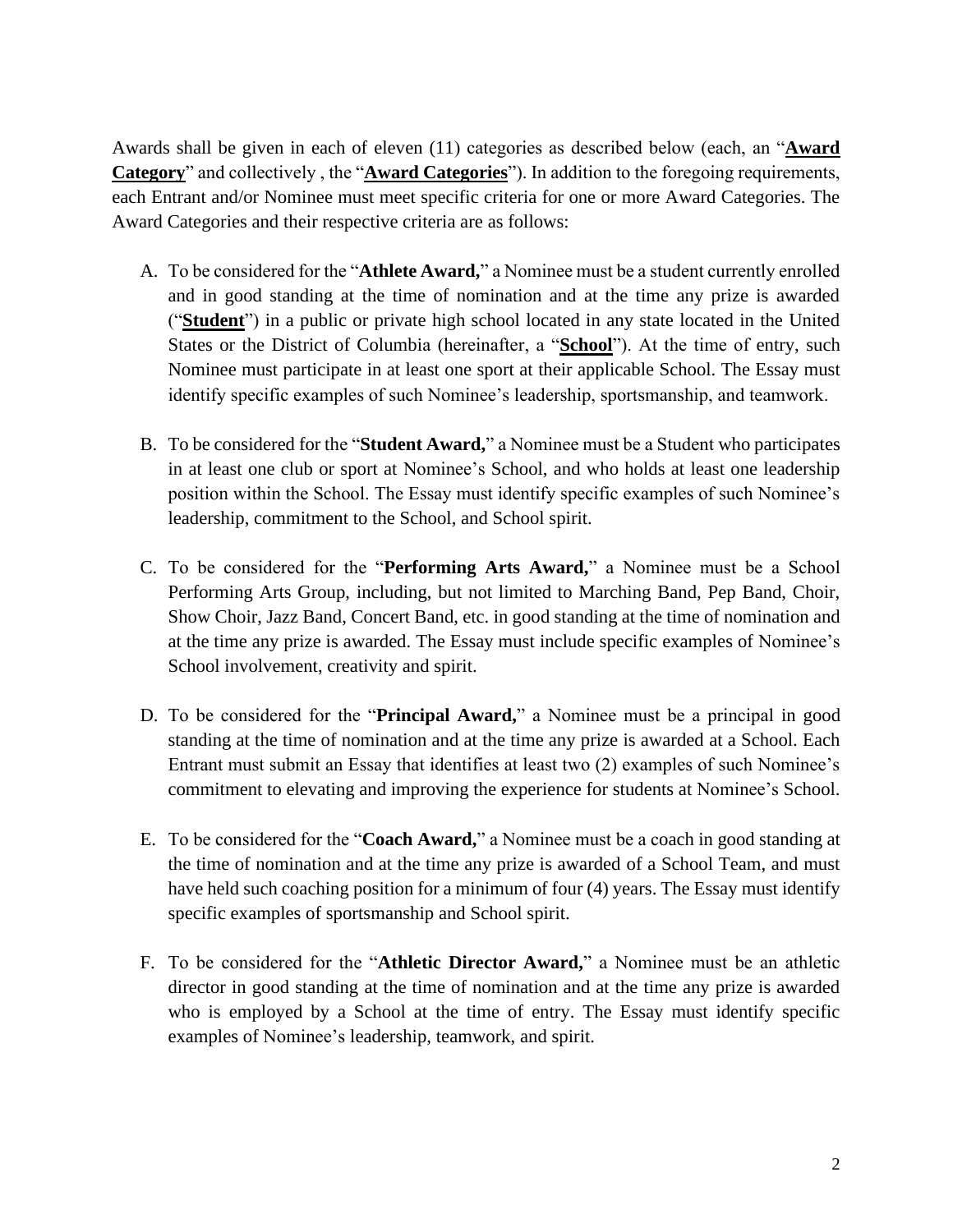Awards shall be given in each of eleven (11) categories as described below (each, an "**Award Category**" and collectively , the "**Award Categories**"). In addition to the foregoing requirements, each Entrant and/or Nominee must meet specific criteria for one or more Award Categories. The Award Categories and their respective criteria are as follows:

A. To be considered for the "**Athlete Award,**" a Nominee must be a student currently enrolled and in good standing at the time of nomination and at the time any prize is awarded ("**Student**") in a public or private high school located in any state located in the United States or the District of Columbia (hereinafter, a "**School**"). At the time of entry, such Nominee must participate in at least one sport at their applicable School. The Essay must identify specific examples of such Nominee's leadership, sportsmanship, and teamwork.

B. To be considered for the "**Student Award,**" a Nominee must be a Student who participates in at least one club or sport at Nominee's School, and who holds at least one leadership position within the School. The Essay must identify specific examples of such Nominee's leadership, commitment to the School, and School spirit.

C. To be considered for the "**Performing Arts Award,**" a Nominee must be a School Performing Arts Group, including, but not limited to Marching Band, Pep Band, Choir, Show Choir, Jazz Band, Concert Band, etc. in good standing at the time of nomination and at the time any prize is awarded. The Essay must include specific examples of Nominee's School involvement, creativity and spirit.

D. To be considered for the "**Principal Award,**" a Nominee must be a principal in good standing at the time of nomination and at the time any prize is awarded at a School. Each Entrant must submit an Essay that identifies at least two (2) examples of such Nominee's commitment to elevating and improving the experience for students at Nominee's School.

E. To be considered for the "**Coach Award,**" a Nominee must be a coach in good standing at the time of nomination and at the time any prize is awarded of a School Team, and must have held such coaching position for a minimum of four (4) years. The Essay must identify specific examples of sportsmanship and School spirit.

F. To be considered for the "**Athletic Director Award,**" a Nominee must be an athletic director in good standing at the time of nomination and at the time any prize is awarded who is employed by a School at the time of entry. The Essay must identify specific examples of Nominee's leadership, teamwork, and spirit.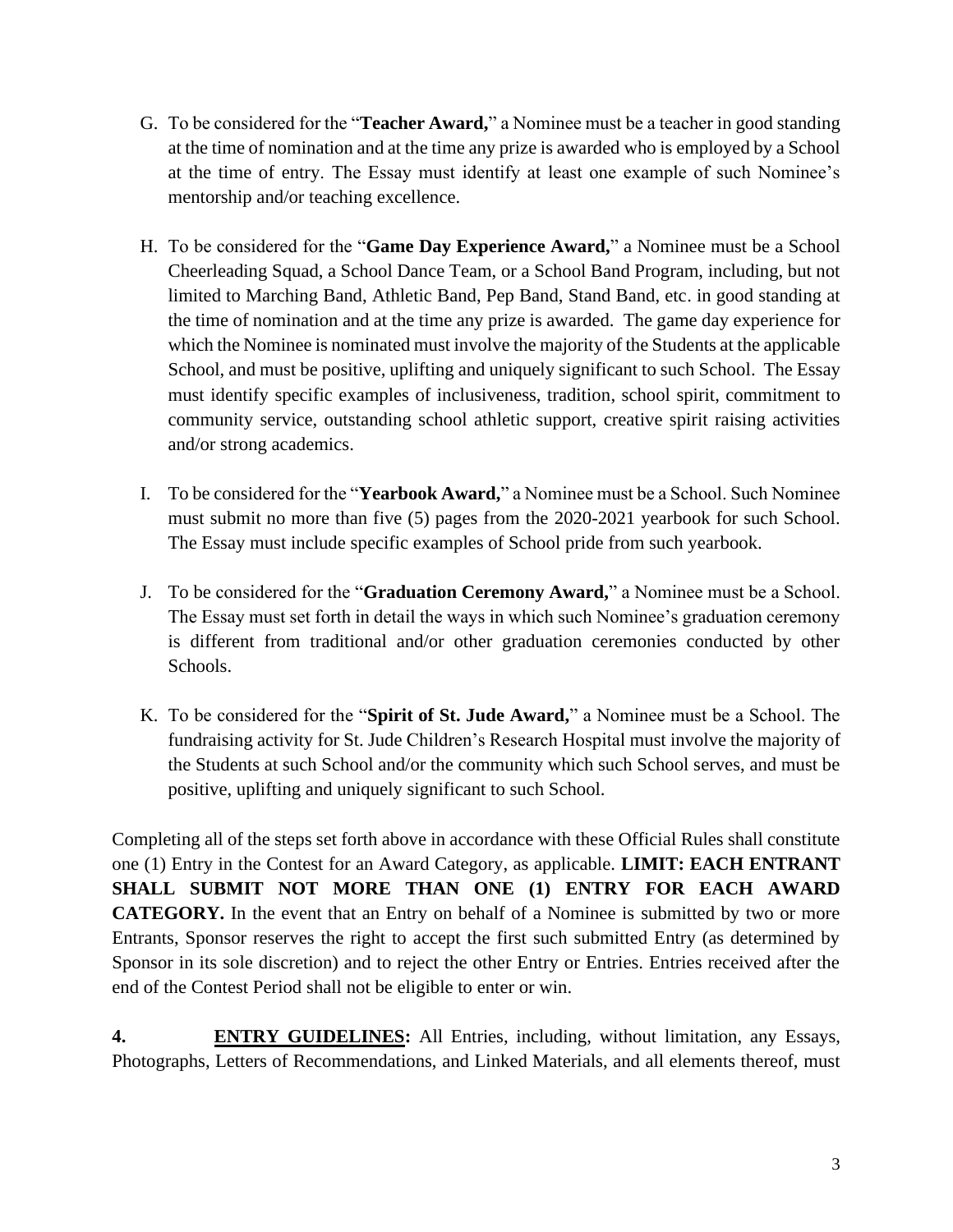G. To be considered for the "**Teacher Award,**" a Nominee must be a teacher in good standing at the time of nomination and at the time any prize is awarded who is employed by a School at the time of entry. The Essay must identify at least one example of such Nominee's mentorship and/or teaching excellence.

H. To be considered for the "**Game Day Experience Award,**" a Nominee must be a School Cheerleading Squad, a School Dance Team, or a School Band Program, including, but not limited to Marching Band, Athletic Band, Pep Band, Stand Band, etc. in good standing at the time of nomination and at the time any prize is awarded. The game day experience for which the Nominee is nominated must involve the majority of the Students at the applicable School, and must be positive, uplifting and uniquely significant to such School. The Essay must identify specific examples of inclusiveness, tradition, school spirit, commitment to community service, outstanding school athletic support, creative spirit raising activities and/or strong academics.

I. To be considered for the "**Yearbook Award,**" a Nominee must be a School. Such Nominee must submit no more than five (5) pages from the 2020-2021 yearbook for such School. The Essay must include specific examples of School pride from such yearbook.

J. To be considered for the "**Graduation Ceremony Award,**" a Nominee must be a School. The Essay must set forth in detail the ways in which such Nominee's graduation ceremony is different from traditional and/or other graduation ceremonies conducted by other Schools.

K. To be considered for the "**Spirit of St. Jude Award,**" a Nominee must be a School. The fundraising activity for St. Jude Children's Research Hospital must involve the majority of the Students at such School and/or the community which such School serves, and must be positive, uplifting and uniquely significant to such School.

Completing all of the steps set forth above in accordance with these Official Rules shall constitute one (1) Entry in the Contest for an Award Category, as applicable. **LIMIT: EACH ENTRANT SHALL SUBMIT NOT MORE THAN ONE (1) ENTRY FOR EACH AWARD CATEGORY.** In the event that an Entry on behalf of a Nominee is submitted by two or more Entrants, Sponsor reserves the right to accept the first such submitted Entry (as determined by Sponsor in its sole discretion) and to reject the other Entry or Entries. Entries received after the end of the Contest Period shall not be eligible to enter or win.

**4. <u>ENTRY GUIDELINES</u>:** All Entries, including, without limitation, any Essays, Photographs, Letters of Recommendations, and Linked Materials, and all elements thereof, must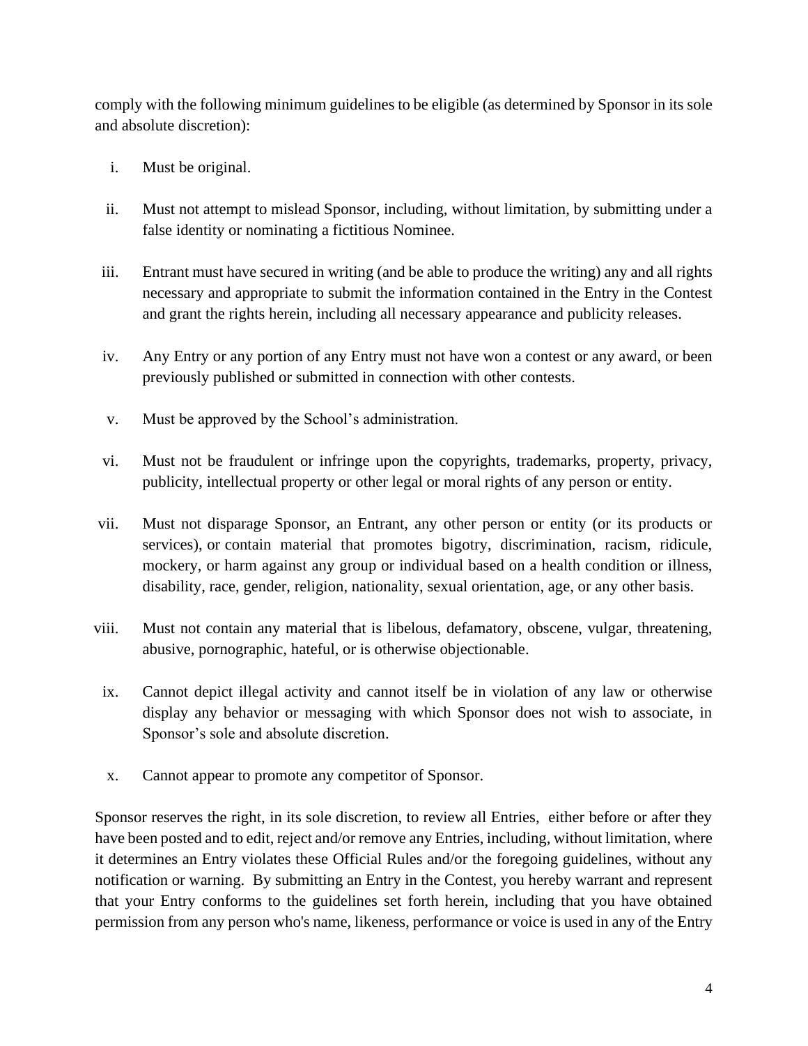comply with the following minimum guidelines to be eligible (as determined by Sponsor in its sole and absolute discretion):

i. Must be original.

ii. Must not attempt to mislead Sponsor, including, without limitation, by submitting under a false identity or nominating a fictitious Nominee.

iii. Entrant must have secured in writing (and be able to produce the writing) any and all rights necessary and appropriate to submit the information contained in the Entry in the Contest and grant the rights herein, including all necessary appearance and publicity releases.

iv. Any Entry or any portion of any Entry must not have won a contest or any award, or been previously published or submitted in connection with other contests.

v. Must be approved by the School's administration.

vi. Must not be fraudulent or infringe upon the copyrights, trademarks, property, privacy, publicity, intellectual property or other legal or moral rights of any person or entity.

vii. Must not disparage Sponsor, an Entrant, any other person or entity (or its products or services), or contain material that promotes bigotry, discrimination, racism, ridicule, mockery, or harm against any group or individual based on a health condition or illness, disability, race, gender, religion, nationality, sexual orientation, age, or any other basis.

viii. Must not contain any material that is libelous, defamatory, obscene, vulgar, threatening, abusive, pornographic, hateful, or is otherwise objectionable.

ix. Cannot depict illegal activity and cannot itself be in violation of any law or otherwise display any behavior or messaging with which Sponsor does not wish to associate, in Sponsor's sole and absolute discretion.

x. Cannot appear to promote any competitor of Sponsor.

Sponsor reserves the right, in its sole discretion, to review all Entries, either before or after they have been posted and to edit, reject and/or remove any Entries, including, without limitation, where it determines an Entry violates these Official Rules and/or the foregoing guidelines, without any notification or warning. By submitting an Entry in the Contest, you hereby warrant and represent that your Entry conforms to the guidelines set forth herein, including that you have obtained permission from any person who's name, likeness, performance or voice is used in any of the Entry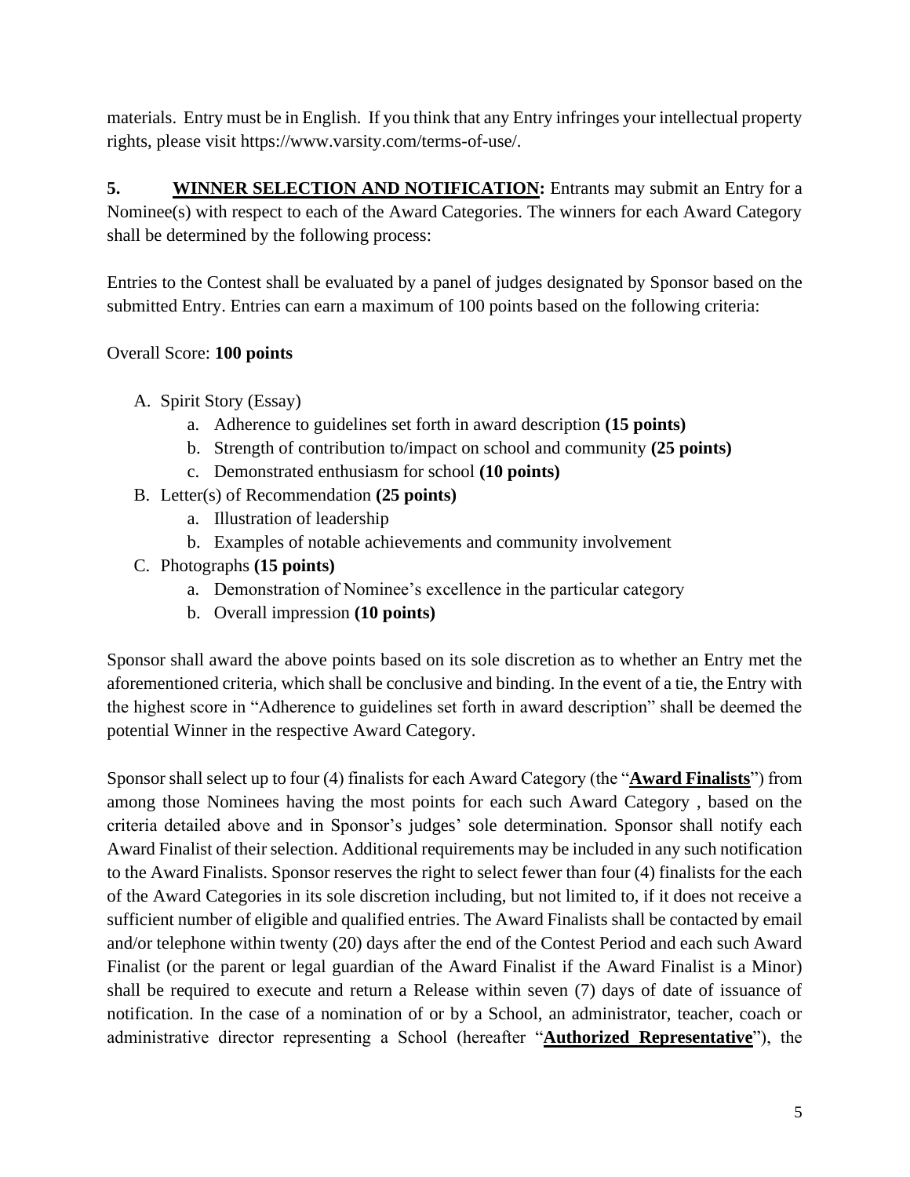materials. Entry must be in English. If you think that any Entry infringes your intellectual property rights, please visit https://www.varsity.com/terms-of-use/.

**5. <u>WINNER SELECTION AND NOTIFICATION</u>:** Entrants may submit an Entry for a Nominee(s) with respect to each of the Award Categories. The winners for each Award Category shall be determined by the following process:

Entries to the Contest shall be evaluated by a panel of judges designated by Sponsor based on the submitted Entry. Entries can earn a maximum of 100 points based on the following criteria:

Overall Score: **100 points**

A. Spirit Story (Essay)
   a. Adherence to guidelines set forth in award description **(15 points)**
   b. Strength of contribution to/impact on school and community **(25 points)**
   c. Demonstrated enthusiasm for school **(10 points)**
B. Letter(s) of Recommendation **(25 points)**
   a. Illustration of leadership
   b. Examples of notable achievements and community involvement
C. Photographs **(15 points)**
   a. Demonstration of Nominee's excellence in the particular category
   b. Overall impression **(10 points)**

Sponsor shall award the above points based on its sole discretion as to whether an Entry met the aforementioned criteria, which shall be conclusive and binding. In the event of a tie, the Entry with the highest score in "Adherence to guidelines set forth in award description" shall be deemed the potential Winner in the respective Award Category.

Sponsor shall select up to four (4) finalists for each Award Category (the "**<u>Award Finalists</u>**") from among those Nominees having the most points for each such Award Category , based on the criteria detailed above and in Sponsor's judges' sole determination. Sponsor shall notify each Award Finalist of their selection. Additional requirements may be included in any such notification to the Award Finalists. Sponsor reserves the right to select fewer than four (4) finalists for the each of the Award Categories in its sole discretion including, but not limited to, if it does not receive a sufficient number of eligible and qualified entries. The Award Finalists shall be contacted by email and/or telephone within twenty (20) days after the end of the Contest Period and each such Award Finalist (or the parent or legal guardian of the Award Finalist if the Award Finalist is a Minor) shall be required to execute and return a Release within seven (7) days of date of issuance of notification. In the case of a nomination of or by a School, an administrator, teacher, coach or administrative director representing a School (hereafter "**<u>Authorized Representative</u>**"), the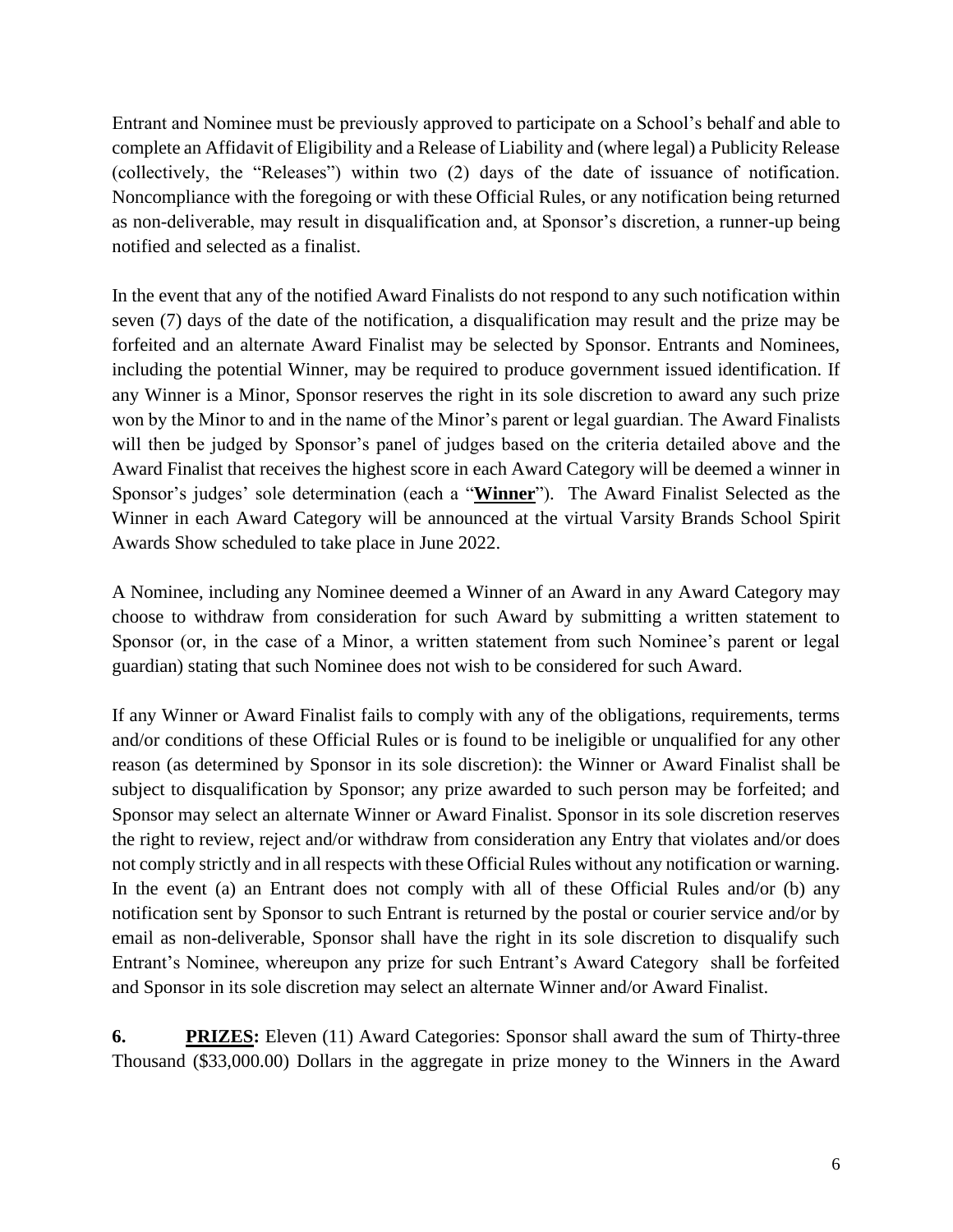Entrant and Nominee must be previously approved to participate on a School's behalf and able to complete an Affidavit of Eligibility and a Release of Liability and (where legal) a Publicity Release (collectively, the "Releases") within two (2) days of the date of issuance of notification. Noncompliance with the foregoing or with these Official Rules, or any notification being returned as non-deliverable, may result in disqualification and, at Sponsor's discretion, a runner-up being notified and selected as a finalist.

In the event that any of the notified Award Finalists do not respond to any such notification within seven (7) days of the date of the notification, a disqualification may result and the prize may be forfeited and an alternate Award Finalist may be selected by Sponsor. Entrants and Nominees, including the potential Winner, may be required to produce government issued identification. If any Winner is a Minor, Sponsor reserves the right in its sole discretion to award any such prize won by the Minor to and in the name of the Minor's parent or legal guardian. The Award Finalists will then be judged by Sponsor's panel of judges based on the criteria detailed above and the Award Finalist that receives the highest score in each Award Category will be deemed a winner in Sponsor's judges' sole determination (each a "**Winner**"). The Award Finalist Selected as the Winner in each Award Category will be announced at the virtual Varsity Brands School Spirit Awards Show scheduled to take place in June 2022.

A Nominee, including any Nominee deemed a Winner of an Award in any Award Category may choose to withdraw from consideration for such Award by submitting a written statement to Sponsor (or, in the case of a Minor, a written statement from such Nominee's parent or legal guardian) stating that such Nominee does not wish to be considered for such Award.

If any Winner or Award Finalist fails to comply with any of the obligations, requirements, terms and/or conditions of these Official Rules or is found to be ineligible or unqualified for any other reason (as determined by Sponsor in its sole discretion): the Winner or Award Finalist shall be subject to disqualification by Sponsor; any prize awarded to such person may be forfeited; and Sponsor may select an alternate Winner or Award Finalist. Sponsor in its sole discretion reserves the right to review, reject and/or withdraw from consideration any Entry that violates and/or does not comply strictly and in all respects with these Official Rules without any notification or warning. In the event (a) an Entrant does not comply with all of these Official Rules and/or (b) any notification sent by Sponsor to such Entrant is returned by the postal or courier service and/or by email as non-deliverable, Sponsor shall have the right in its sole discretion to disqualify such Entrant's Nominee, whereupon any prize for such Entrant's Award Category shall be forfeited and Sponsor in its sole discretion may select an alternate Winner and/or Award Finalist.

**6. PRIZES:** Eleven (11) Award Categories: Sponsor shall award the sum of Thirty-three Thousand ($33,000.00) Dollars in the aggregate in prize money to the Winners in the Award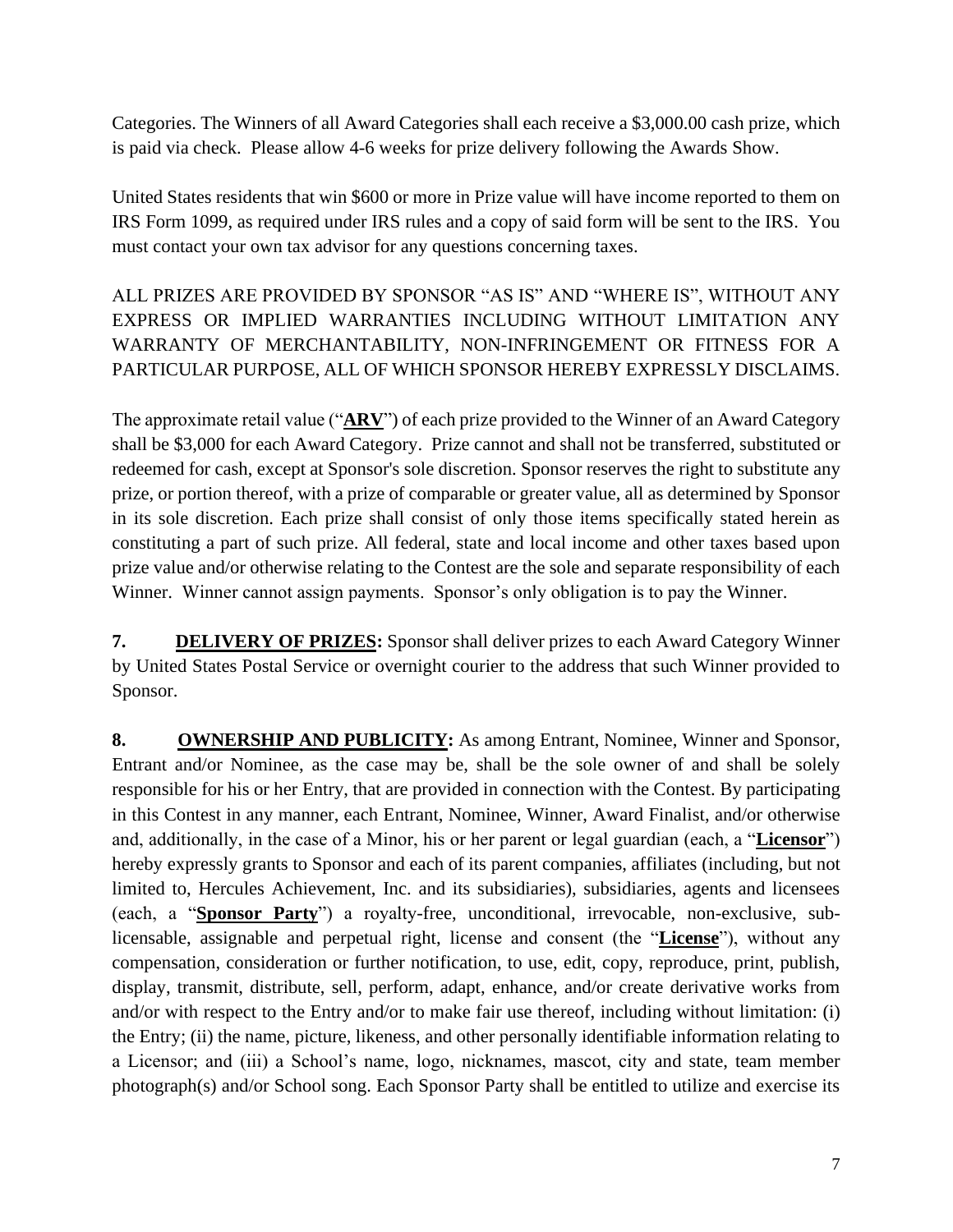Categories. The Winners of all Award Categories shall each receive a $3,000.00 cash prize, which is paid via check. Please allow 4-6 weeks for prize delivery following the Awards Show.

United States residents that win $600 or more in Prize value will have income reported to them on IRS Form 1099, as required under IRS rules and a copy of said form will be sent to the IRS. You must contact your own tax advisor for any questions concerning taxes.

ALL PRIZES ARE PROVIDED BY SPONSOR "AS IS" AND "WHERE IS", WITHOUT ANY EXPRESS OR IMPLIED WARRANTIES INCLUDING WITHOUT LIMITATION ANY WARRANTY OF MERCHANTABILITY, NON-INFRINGEMENT OR FITNESS FOR A PARTICULAR PURPOSE, ALL OF WHICH SPONSOR HEREBY EXPRESSLY DISCLAIMS.

The approximate retail value ("**ARV**") of each prize provided to the Winner of an Award Category shall be $3,000 for each Award Category. Prize cannot and shall not be transferred, substituted or redeemed for cash, except at Sponsor's sole discretion. Sponsor reserves the right to substitute any prize, or portion thereof, with a prize of comparable or greater value, all as determined by Sponsor in its sole discretion. Each prize shall consist of only those items specifically stated herein as constituting a part of such prize. All federal, state and local income and other taxes based upon prize value and/or otherwise relating to the Contest are the sole and separate responsibility of each Winner. Winner cannot assign payments. Sponsor's only obligation is to pay the Winner.

**7. DELIVERY OF PRIZES:** Sponsor shall deliver prizes to each Award Category Winner by United States Postal Service or overnight courier to the address that such Winner provided to Sponsor.

**8. OWNERSHIP AND PUBLICITY:** As among Entrant, Nominee, Winner and Sponsor, Entrant and/or Nominee, as the case may be, shall be the sole owner of and shall be solely responsible for his or her Entry, that are provided in connection with the Contest. By participating in this Contest in any manner, each Entrant, Nominee, Winner, Award Finalist, and/or otherwise and, additionally, in the case of a Minor, his or her parent or legal guardian (each, a "**Licensor**") hereby expressly grants to Sponsor and each of its parent companies, affiliates (including, but not limited to, Hercules Achievement, Inc. and its subsidiaries), subsidiaries, agents and licensees (each, a "**Sponsor Party**") a royalty-free, unconditional, irrevocable, non-exclusive, sub-licensable, assignable and perpetual right, license and consent (the "**License**"), without any compensation, consideration or further notification, to use, edit, copy, reproduce, print, publish, display, transmit, distribute, sell, perform, adapt, enhance, and/or create derivative works from and/or with respect to the Entry and/or to make fair use thereof, including without limitation: (i) the Entry; (ii) the name, picture, likeness, and other personally identifiable information relating to a Licensor; and (iii) a School's name, logo, nicknames, mascot, city and state, team member photograph(s) and/or School song. Each Sponsor Party shall be entitled to utilize and exercise its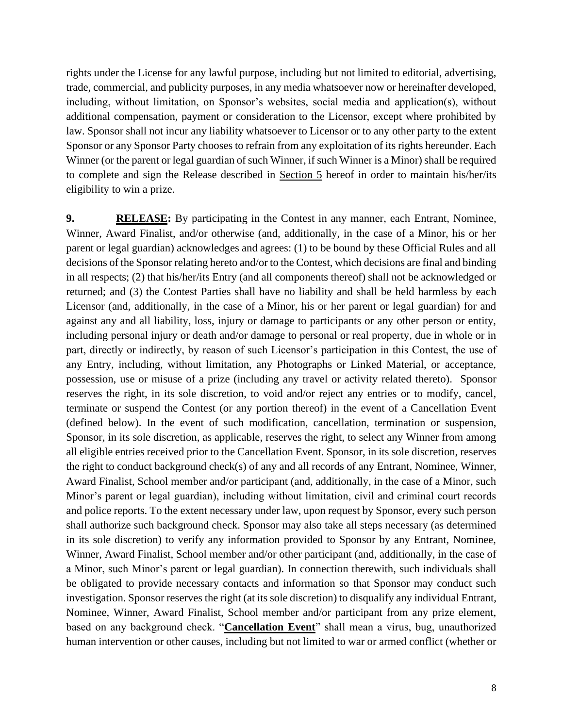rights under the License for any lawful purpose, including but not limited to editorial, advertising, trade, commercial, and publicity purposes, in any media whatsoever now or hereinafter developed, including, without limitation, on Sponsor's websites, social media and application(s), without additional compensation, payment or consideration to the Licensor, except where prohibited by law. Sponsor shall not incur any liability whatsoever to Licensor or to any other party to the extent Sponsor or any Sponsor Party chooses to refrain from any exploitation of its rights hereunder. Each Winner (or the parent or legal guardian of such Winner, if such Winner is a Minor) shall be required to complete and sign the Release described in Section 5 hereof in order to maintain his/her/its eligibility to win a prize.

**9. RELEASE:** By participating in the Contest in any manner, each Entrant, Nominee, Winner, Award Finalist, and/or otherwise (and, additionally, in the case of a Minor, his or her parent or legal guardian) acknowledges and agrees: (1) to be bound by these Official Rules and all decisions of the Sponsor relating hereto and/or to the Contest, which decisions are final and binding in all respects; (2) that his/her/its Entry (and all components thereof) shall not be acknowledged or returned; and (3) the Contest Parties shall have no liability and shall be held harmless by each Licensor (and, additionally, in the case of a Minor, his or her parent or legal guardian) for and against any and all liability, loss, injury or damage to participants or any other person or entity, including personal injury or death and/or damage to personal or real property, due in whole or in part, directly or indirectly, by reason of such Licensor's participation in this Contest, the use of any Entry, including, without limitation, any Photographs or Linked Material, or acceptance, possession, use or misuse of a prize (including any travel or activity related thereto). Sponsor reserves the right, in its sole discretion, to void and/or reject any entries or to modify, cancel, terminate or suspend the Contest (or any portion thereof) in the event of a Cancellation Event (defined below). In the event of such modification, cancellation, termination or suspension, Sponsor, in its sole discretion, as applicable, reserves the right, to select any Winner from among all eligible entries received prior to the Cancellation Event. Sponsor, in its sole discretion, reserves the right to conduct background check(s) of any and all records of any Entrant, Nominee, Winner, Award Finalist, School member and/or participant (and, additionally, in the case of a Minor, such Minor's parent or legal guardian), including without limitation, civil and criminal court records and police reports. To the extent necessary under law, upon request by Sponsor, every such person shall authorize such background check. Sponsor may also take all steps necessary (as determined in its sole discretion) to verify any information provided to Sponsor by any Entrant, Nominee, Winner, Award Finalist, School member and/or other participant (and, additionally, in the case of a Minor, such Minor's parent or legal guardian). In connection therewith, such individuals shall be obligated to provide necessary contacts and information so that Sponsor may conduct such investigation. Sponsor reserves the right (at its sole discretion) to disqualify any individual Entrant, Nominee, Winner, Award Finalist, School member and/or participant from any prize element, based on any background check. "**Cancellation Event**" shall mean a virus, bug, unauthorized human intervention or other causes, including but not limited to war or armed conflict (whether or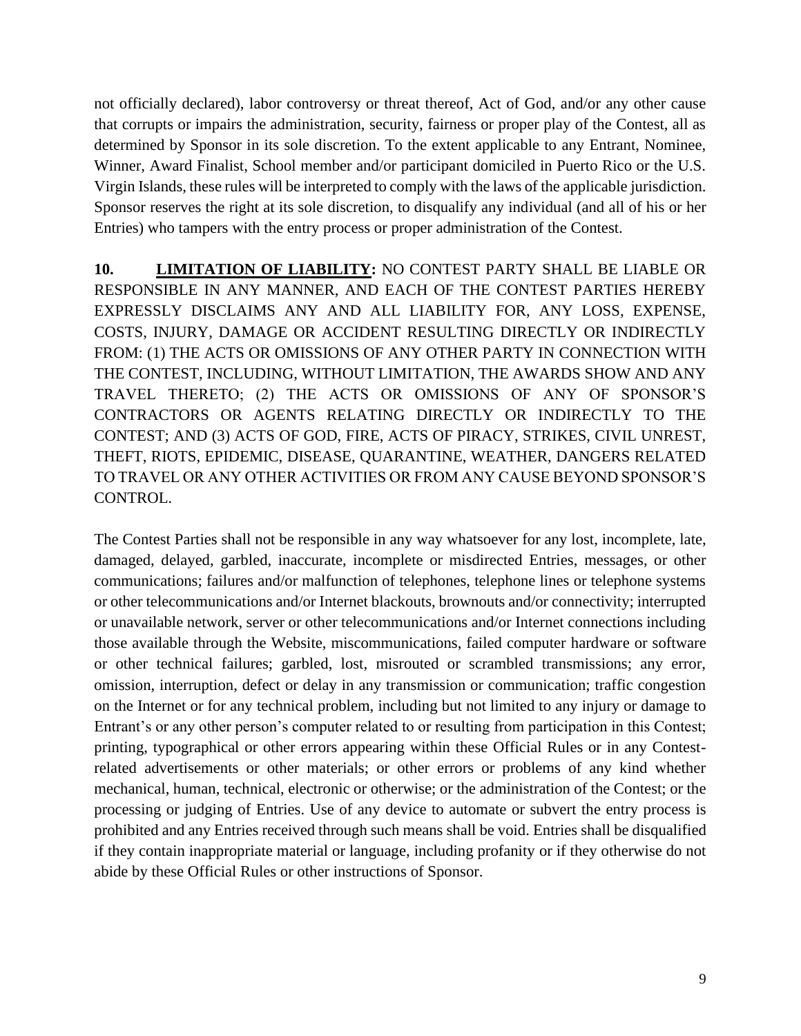not officially declared), labor controversy or threat thereof, Act of God, and/or any other cause that corrupts or impairs the administration, security, fairness or proper play of the Contest, all as determined by Sponsor in its sole discretion. To the extent applicable to any Entrant, Nominee, Winner, Award Finalist, School member and/or participant domiciled in Puerto Rico or the U.S. Virgin Islands, these rules will be interpreted to comply with the laws of the applicable jurisdiction. Sponsor reserves the right at its sole discretion, to disqualify any individual (and all of his or her Entries) who tampers with the entry process or proper administration of the Contest.

**10. LIMITATION OF LIABILITY:** NO CONTEST PARTY SHALL BE LIABLE OR RESPONSIBLE IN ANY MANNER, AND EACH OF THE CONTEST PARTIES HEREBY EXPRESSLY DISCLAIMS ANY AND ALL LIABILITY FOR, ANY LOSS, EXPENSE, COSTS, INJURY, DAMAGE OR ACCIDENT RESULTING DIRECTLY OR INDIRECTLY FROM: (1) THE ACTS OR OMISSIONS OF ANY OTHER PARTY IN CONNECTION WITH THE CONTEST, INCLUDING, WITHOUT LIMITATION, THE AWARDS SHOW AND ANY TRAVEL THERETO; (2) THE ACTS OR OMISSIONS OF ANY OF SPONSOR'S CONTRACTORS OR AGENTS RELATING DIRECTLY OR INDIRECTLY TO THE CONTEST; AND (3) ACTS OF GOD, FIRE, ACTS OF PIRACY, STRIKES, CIVIL UNREST, THEFT, RIOTS, EPIDEMIC, DISEASE, QUARANTINE, WEATHER, DANGERS RELATED TO TRAVEL OR ANY OTHER ACTIVITIES OR FROM ANY CAUSE BEYOND SPONSOR'S CONTROL.

The Contest Parties shall not be responsible in any way whatsoever for any lost, incomplete, late, damaged, delayed, garbled, inaccurate, incomplete or misdirected Entries, messages, or other communications; failures and/or malfunction of telephones, telephone lines or telephone systems or other telecommunications and/or Internet blackouts, brownouts and/or connectivity; interrupted or unavailable network, server or other telecommunications and/or Internet connections including those available through the Website, miscommunications, failed computer hardware or software or other technical failures; garbled, lost, misrouted or scrambled transmissions; any error, omission, interruption, defect or delay in any transmission or communication; traffic congestion on the Internet or for any technical problem, including but not limited to any injury or damage to Entrant's or any other person's computer related to or resulting from participation in this Contest; printing, typographical or other errors appearing within these Official Rules or in any Contest-related advertisements or other materials; or other errors or problems of any kind whether mechanical, human, technical, electronic or otherwise; or the administration of the Contest; or the processing or judging of Entries. Use of any device to automate or subvert the entry process is prohibited and any Entries received through such means shall be void. Entries shall be disqualified if they contain inappropriate material or language, including profanity or if they otherwise do not abide by these Official Rules or other instructions of Sponsor.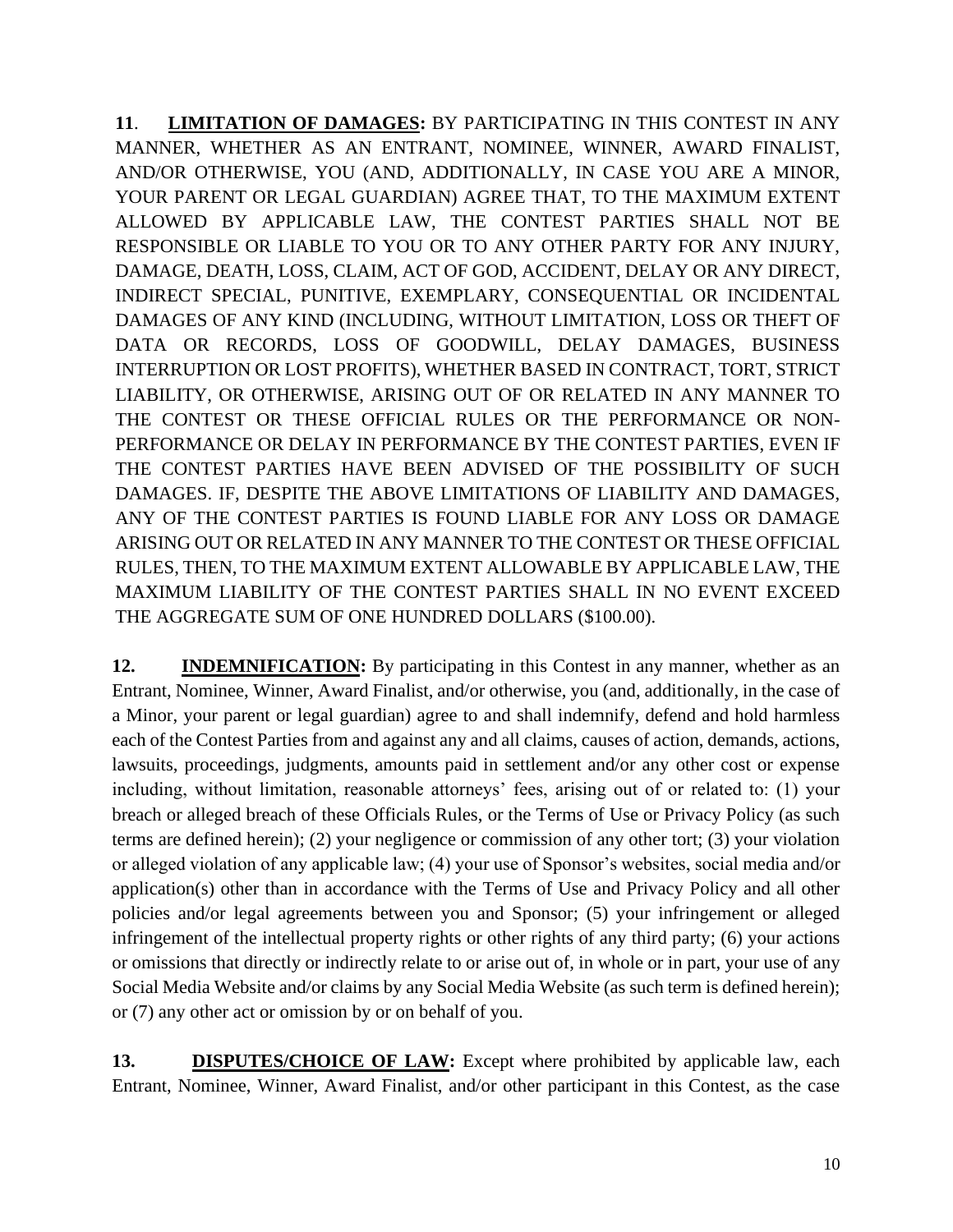**11**. **<u>LIMITATION OF DAMAGES</u>:** BY PARTICIPATING IN THIS CONTEST IN ANY MANNER, WHETHER AS AN ENTRANT, NOMINEE, WINNER, AWARD FINALIST, AND/OR OTHERWISE, YOU (AND, ADDITIONALLY, IN CASE YOU ARE A MINOR, YOUR PARENT OR LEGAL GUARDIAN) AGREE THAT, TO THE MAXIMUM EXTENT ALLOWED BY APPLICABLE LAW, THE CONTEST PARTIES SHALL NOT BE RESPONSIBLE OR LIABLE TO YOU OR TO ANY OTHER PARTY FOR ANY INJURY, DAMAGE, DEATH, LOSS, CLAIM, ACT OF GOD, ACCIDENT, DELAY OR ANY DIRECT, INDIRECT SPECIAL, PUNITIVE, EXEMPLARY, CONSEQUENTIAL OR INCIDENTAL DAMAGES OF ANY KIND (INCLUDING, WITHOUT LIMITATION, LOSS OR THEFT OF DATA OR RECORDS, LOSS OF GOODWILL, DELAY DAMAGES, BUSINESS INTERRUPTION OR LOST PROFITS), WHETHER BASED IN CONTRACT, TORT, STRICT LIABILITY, OR OTHERWISE, ARISING OUT OF OR RELATED IN ANY MANNER TO THE CONTEST OR THESE OFFICIAL RULES OR THE PERFORMANCE OR NON-PERFORMANCE OR DELAY IN PERFORMANCE BY THE CONTEST PARTIES, EVEN IF THE CONTEST PARTIES HAVE BEEN ADVISED OF THE POSSIBILITY OF SUCH DAMAGES. IF, DESPITE THE ABOVE LIMITATIONS OF LIABILITY AND DAMAGES, ANY OF THE CONTEST PARTIES IS FOUND LIABLE FOR ANY LOSS OR DAMAGE ARISING OUT OR RELATED IN ANY MANNER TO THE CONTEST OR THESE OFFICIAL RULES, THEN, TO THE MAXIMUM EXTENT ALLOWABLE BY APPLICABLE LAW, THE MAXIMUM LIABILITY OF THE CONTEST PARTIES SHALL IN NO EVENT EXCEED THE AGGREGATE SUM OF ONE HUNDRED DOLLARS ($100.00).

**12.** **<u>INDEMNIFICATION</u>:** By participating in this Contest in any manner, whether as an Entrant, Nominee, Winner, Award Finalist, and/or otherwise, you (and, additionally, in the case of a Minor, your parent or legal guardian) agree to and shall indemnify, defend and hold harmless each of the Contest Parties from and against any and all claims, causes of action, demands, actions, lawsuits, proceedings, judgments, amounts paid in settlement and/or any other cost or expense including, without limitation, reasonable attorneys' fees, arising out of or related to: (1) your breach or alleged breach of these Officials Rules, or the Terms of Use or Privacy Policy (as such terms are defined herein); (2) your negligence or commission of any other tort; (3) your violation or alleged violation of any applicable law; (4) your use of Sponsor's websites, social media and/or application(s) other than in accordance with the Terms of Use and Privacy Policy and all other policies and/or legal agreements between you and Sponsor; (5) your infringement or alleged infringement of the intellectual property rights or other rights of any third party; (6) your actions or omissions that directly or indirectly relate to or arise out of, in whole or in part, your use of any Social Media Website and/or claims by any Social Media Website (as such term is defined herein); or (7) any other act or omission by or on behalf of you.

**13.** **<u>DISPUTES/CHOICE OF LAW</u>:** Except where prohibited by applicable law, each Entrant, Nominee, Winner, Award Finalist, and/or other participant in this Contest, as the case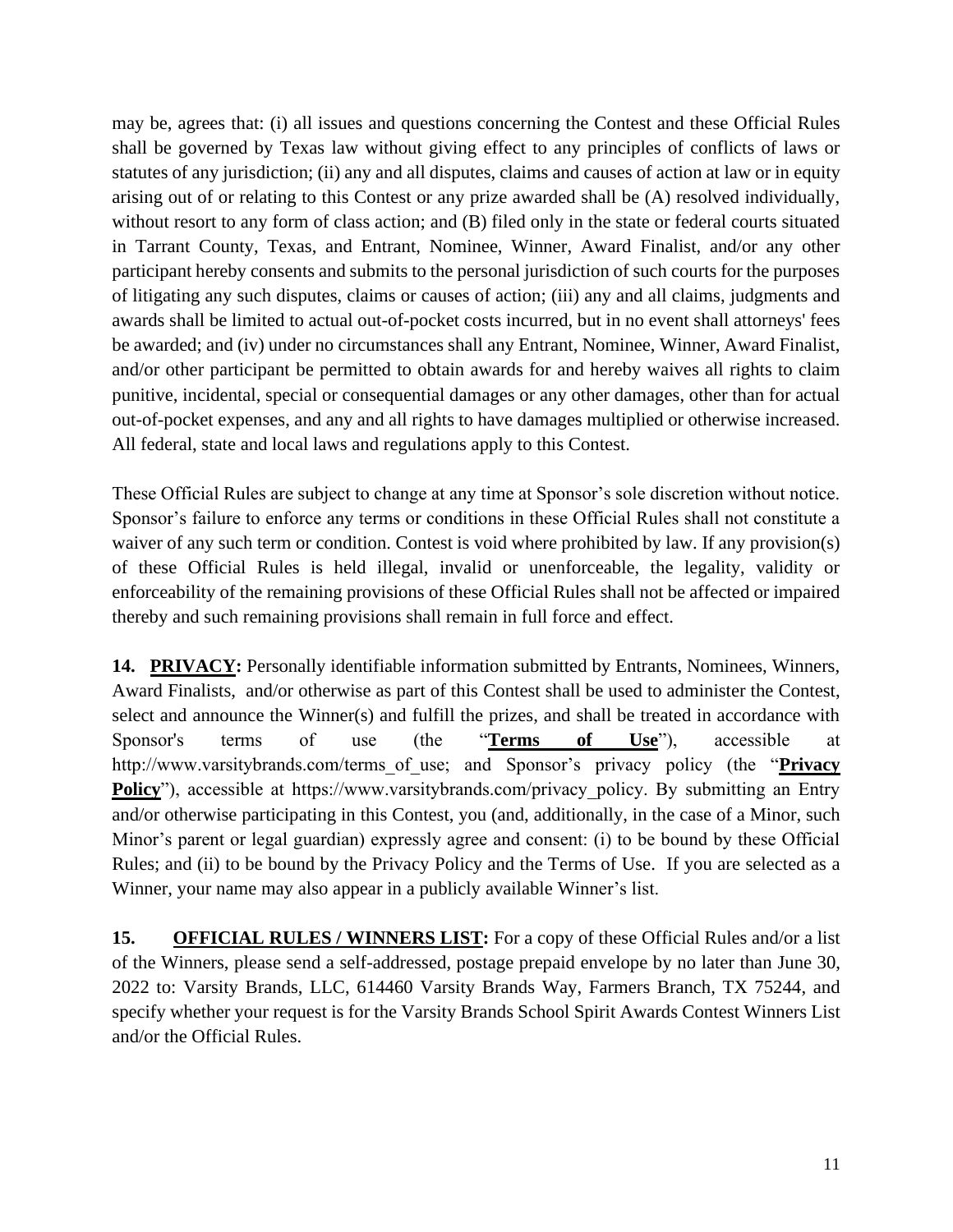may be, agrees that: (i) all issues and questions concerning the Contest and these Official Rules shall be governed by Texas law without giving effect to any principles of conflicts of laws or statutes of any jurisdiction; (ii) any and all disputes, claims and causes of action at law or in equity arising out of or relating to this Contest or any prize awarded shall be (A) resolved individually, without resort to any form of class action; and (B) filed only in the state or federal courts situated in Tarrant County, Texas, and Entrant, Nominee, Winner, Award Finalist, and/or any other participant hereby consents and submits to the personal jurisdiction of such courts for the purposes of litigating any such disputes, claims or causes of action; (iii) any and all claims, judgments and awards shall be limited to actual out-of-pocket costs incurred, but in no event shall attorneys' fees be awarded; and (iv) under no circumstances shall any Entrant, Nominee, Winner, Award Finalist, and/or other participant be permitted to obtain awards for and hereby waives all rights to claim punitive, incidental, special or consequential damages or any other damages, other than for actual out-of-pocket expenses, and any and all rights to have damages multiplied or otherwise increased. All federal, state and local laws and regulations apply to this Contest.

These Official Rules are subject to change at any time at Sponsor's sole discretion without notice. Sponsor's failure to enforce any terms or conditions in these Official Rules shall not constitute a waiver of any such term or condition. Contest is void where prohibited by law. If any provision(s) of these Official Rules is held illegal, invalid or unenforceable, the legality, validity or enforceability of the remaining provisions of these Official Rules shall not be affected or impaired thereby and such remaining provisions shall remain in full force and effect.

**14. PRIVACY:** Personally identifiable information submitted by Entrants, Nominees, Winners, Award Finalists, and/or otherwise as part of this Contest shall be used to administer the Contest, select and announce the Winner(s) and fulfill the prizes, and shall be treated in accordance with Sponsor's terms of use (the "**Terms of Use**"), accessible at http://www.varsitybrands.com/terms_of_use; and Sponsor's privacy policy (the "**Privacy Policy**"), accessible at https://www.varsitybrands.com/privacy_policy. By submitting an Entry and/or otherwise participating in this Contest, you (and, additionally, in the case of a Minor, such Minor's parent or legal guardian) expressly agree and consent: (i) to be bound by these Official Rules; and (ii) to be bound by the Privacy Policy and the Terms of Use. If you are selected as a Winner, your name may also appear in a publicly available Winner's list.

**15. OFFICIAL RULES / WINNERS LIST:** For a copy of these Official Rules and/or a list of the Winners, please send a self-addressed, postage prepaid envelope by no later than June 30, 2022 to: Varsity Brands, LLC, 614460 Varsity Brands Way, Farmers Branch, TX 75244, and specify whether your request is for the Varsity Brands School Spirit Awards Contest Winners List and/or the Official Rules.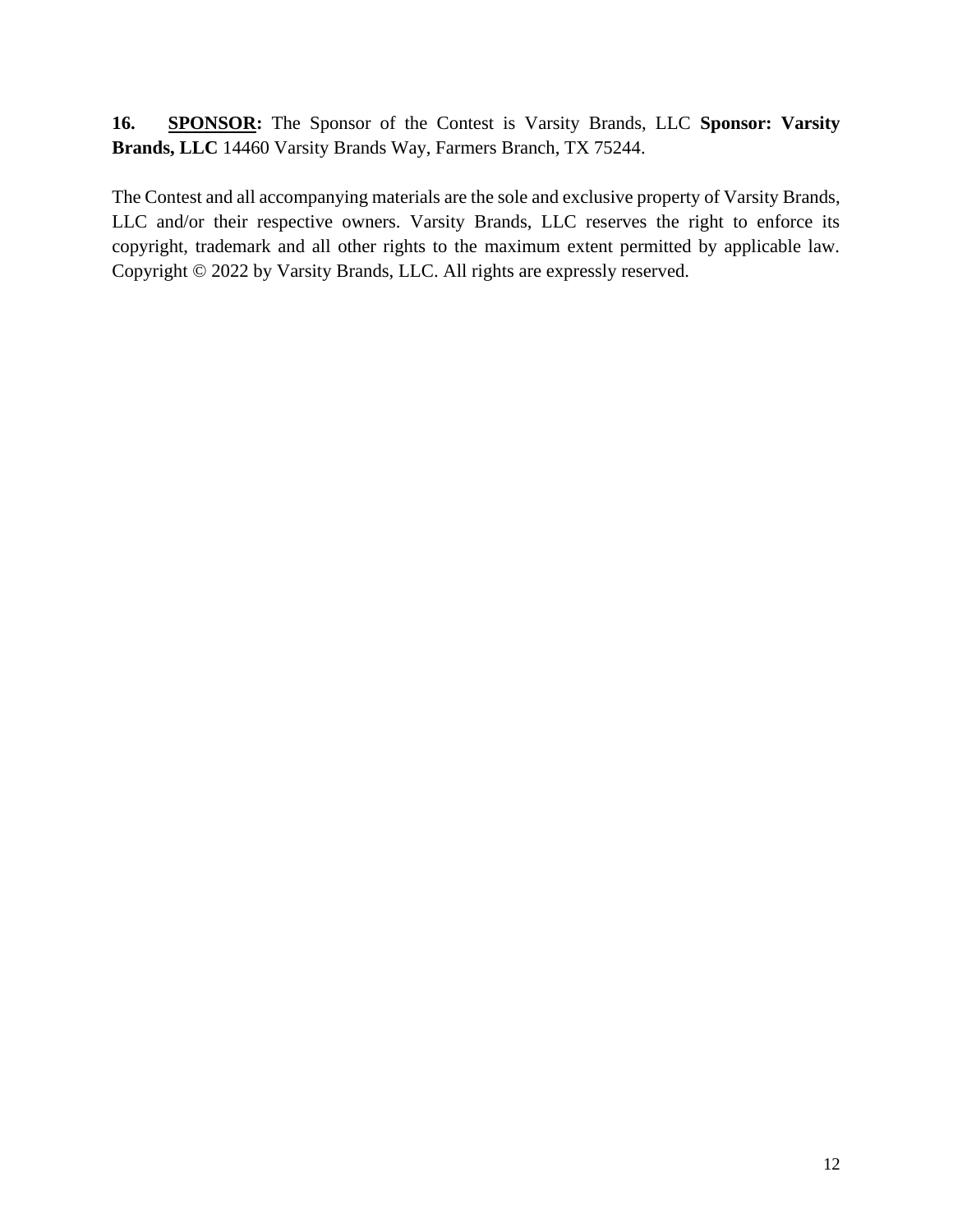**16.** **<u>SPONSOR</u>:** The Sponsor of the Contest is Varsity Brands, LLC **Sponsor: Varsity Brands, LLC** 14460 Varsity Brands Way, Farmers Branch, TX 75244.

The Contest and all accompanying materials are the sole and exclusive property of Varsity Brands, LLC and/or their respective owners. Varsity Brands, LLC reserves the right to enforce its copyright, trademark and all other rights to the maximum extent permitted by applicable law. Copyright © 2022 by Varsity Brands, LLC. All rights are expressly reserved.